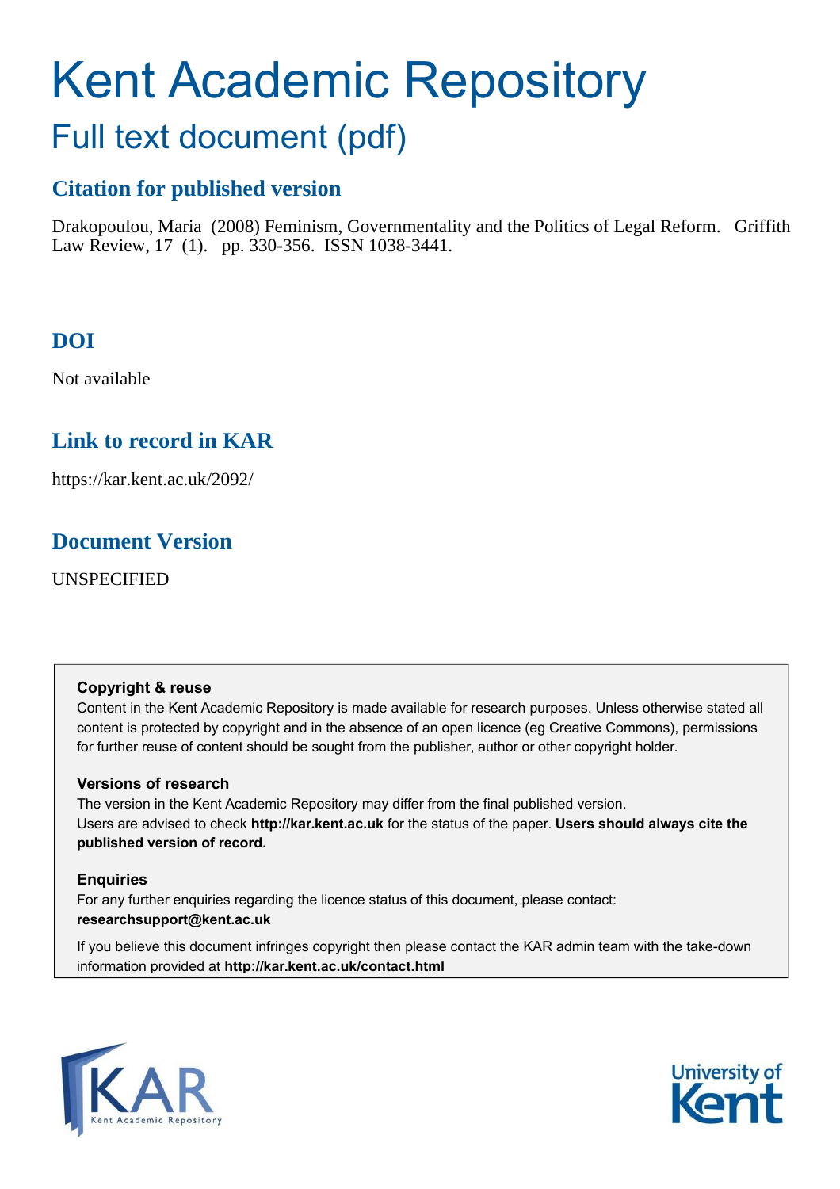# Kent Academic Repository

## Full text document (pdf)

### Citation for published version

Drakopoulou, Maria (2008) Feminism, Governmentality and the Politics of Legal Reform. Griffith Law Review, 17 (1). pp. 330-356. ISSN 1038-3441.

### DOI

Not available

### Link to record in KAR

https://kar.kent.ac.uk/2092/

### Document Version

UNSPECIFIED

**Copyright & reuse**

Content in the Kent Academic Repository is made available for research purposes. Unless otherwise stated all content is protected by copyright and in the absence of an open licence (eg Creative Commons), permissions for further reuse of content should be sought from the publisher, author or other copyright holder.

**Versions of research**

The version in the Kent Academic Repository may differ from the final published version. Users are advised to check **http://kar.kent.ac.uk** for the status of the paper. **Users should always cite the published version of record.**

**Enquiries**

For any further enquiries regarding the licence status of this document, please contact: **researchsupport@kent.ac.uk**

If you believe this document infringes copyright then please contact the KAR admin team with the take-down information provided at **http://kar.kent.ac.uk/contact.html**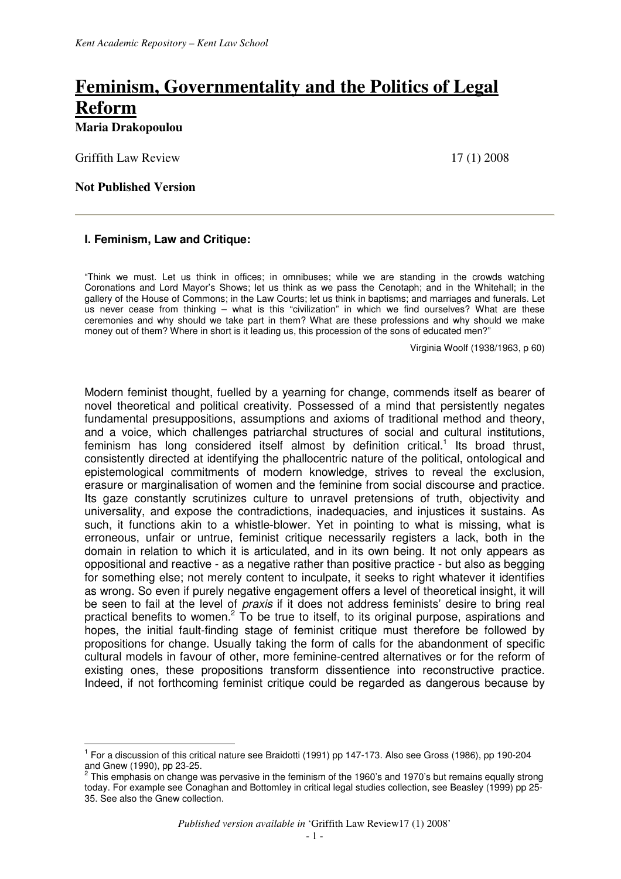*Kent Academic Repository – Kent Law School*

# Feminism, Governmentality and the Politics of Legal Reform

**Maria Drakopoulou**

Griffith Law Review 17 (1) 2008

**Not Published Version**

---

## I. Feminism, Law and Critique:

"Think we must. Let us think in offices; in omnibuses; while we are standing in the crowds watching Coronations and Lord Mayor's Shows; let us think as we pass the Cenotaph; and in the Whitehall; in the gallery of the House of Commons; in the Law Courts; let us think in baptisms; and marriages and funerals. Let us never cease from thinking – what is this "civilization" in which we find ourselves? What are these ceremonies and why should we take part in them? What are these professions and why should we make money out of them? Where in short is it leading us, this procession of the sons of educated men?"

Virginia Woolf (1938/1963, p 60)

Modern feminist thought, fuelled by a yearning for change, commends itself as bearer of novel theoretical and political creativity. Possessed of a mind that persistently negates fundamental presuppositions, assumptions and axioms of traditional method and theory, and a voice, which challenges patriarchal structures of social and cultural institutions, feminism has long considered itself almost by definition critical.[1] Its broad thrust, consistently directed at identifying the phallocentric nature of the political, ontological and epistemological commitments of modern knowledge, strives to reveal the exclusion, erasure or marginalisation of women and the feminine from social discourse and practice. Its gaze constantly scrutinizes culture to unravel pretensions of truth, objectivity and universality, and expose the contradictions, inadequacies, and injustices it sustains. As such, it functions akin to a whistle-blower. Yet in pointing to what is missing, what is erroneous, unfair or untrue, feminist critique necessarily registers a lack, both in the domain in relation to which it is articulated, and in its own being. It not only appears as oppositional and reactive - as a negative rather than positive practice - but also as begging for something else; not merely content to inculpate, it seeks to right whatever it identifies as wrong. So even if purely negative engagement offers a level of theoretical insight, it will be seen to fail at the level of *praxis* if it does not address feminists' desire to bring real practical benefits to women.[2] To be true to itself, to its original purpose, aspirations and hopes, the initial fault-finding stage of feminist critique must therefore be followed by propositions for change. Usually taking the form of calls for the abandonment of specific cultural models in favour of other, more feminine-centred alternatives or for the reform of existing ones, these propositions transform dissentience into reconstructive practice. Indeed, if not forthcoming feminist critique could be regarded as dangerous because by

---

[1] For a discussion of this critical nature see Braidotti (1991) pp 147-173. Also see Gross (1986), pp 190-204 and Gnew (1990), pp 23-25.

[2] This emphasis on change was pervasive in the feminism of the 1960's and 1970's but remains equally strong today. For example see Conaghan and Bottomley in critical legal studies collection, see Beasley (1999) pp 25-35. See also the Gnew collection.

*Published version available in* 'Griffith Law Review17 (1) 2008'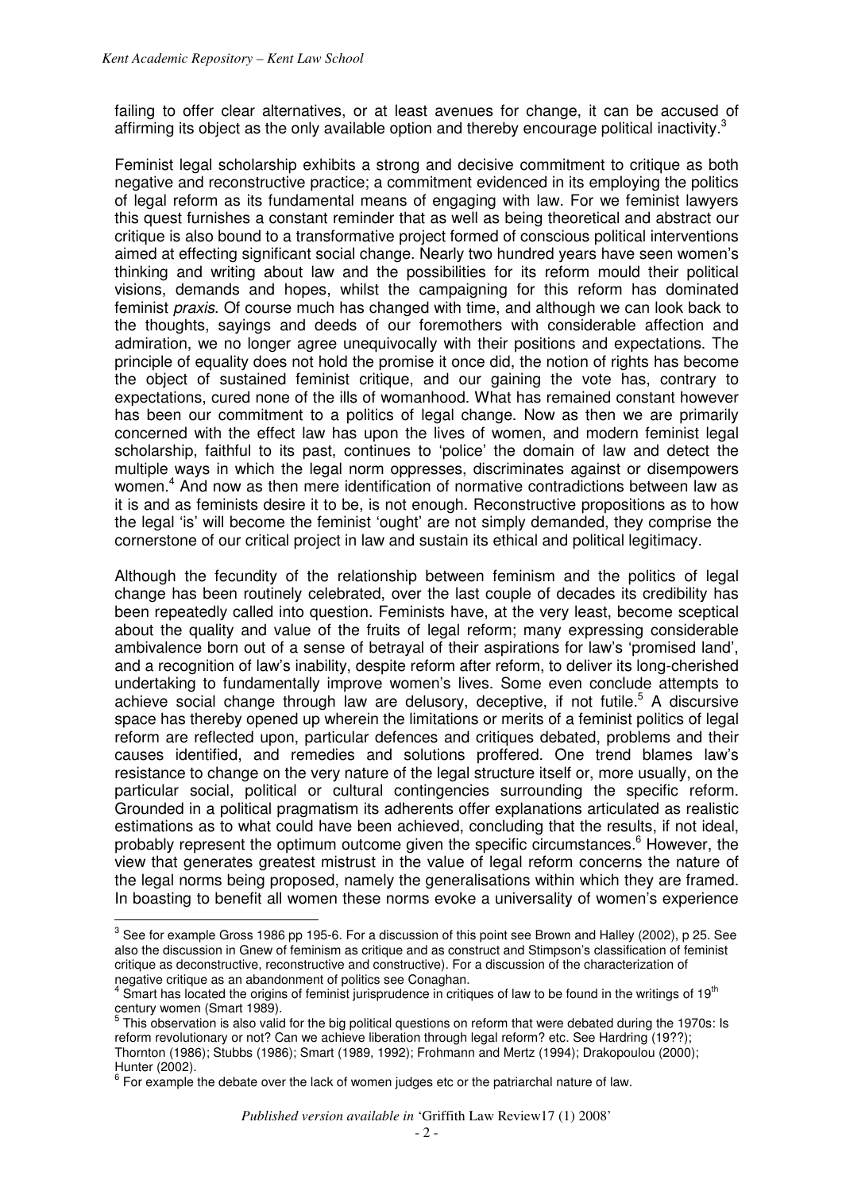failing to offer clear alternatives, or at least avenues for change, it can be accused of affirming its object as the only available option and thereby encourage political inactivity.[3]

Feminist legal scholarship exhibits a strong and decisive commitment to critique as both negative and reconstructive practice; a commitment evidenced in its employing the politics of legal reform as its fundamental means of engaging with law. For we feminist lawyers this quest furnishes a constant reminder that as well as being theoretical and abstract our critique is also bound to a transformative project formed of conscious political interventions aimed at effecting significant social change. Nearly two hundred years have seen women's thinking and writing about law and the possibilities for its reform mould their political visions, demands and hopes, whilst the campaigning for this reform has dominated feminist *praxis*. Of course much has changed with time, and although we can look back to the thoughts, sayings and deeds of our foremothers with considerable affection and admiration, we no longer agree unequivocally with their positions and expectations. The principle of equality does not hold the promise it once did, the notion of rights has become the object of sustained feminist critique, and our gaining the vote has, contrary to expectations, cured none of the ills of womanhood. What has remained constant however has been our commitment to a politics of legal change. Now as then we are primarily concerned with the effect law has upon the lives of women, and modern feminist legal scholarship, faithful to its past, continues to 'police' the domain of law and detect the multiple ways in which the legal norm oppresses, discriminates against or disempowers women.[4] And now as then mere identification of normative contradictions between law as it is and as feminists desire it to be, is not enough. Reconstructive propositions as to how the legal 'is' will become the feminist 'ought' are not simply demanded, they comprise the cornerstone of our critical project in law and sustain its ethical and political legitimacy.

Although the fecundity of the relationship between feminism and the politics of legal change has been routinely celebrated, over the last couple of decades its credibility has been repeatedly called into question. Feminists have, at the very least, become sceptical about the quality and value of the fruits of legal reform; many expressing considerable ambivalence born out of a sense of betrayal of their aspirations for law's 'promised land', and a recognition of law's inability, despite reform after reform, to deliver its long-cherished undertaking to fundamentally improve women's lives. Some even conclude attempts to achieve social change through law are delusory, deceptive, if not futile.[5] A discursive space has thereby opened up wherein the limitations or merits of a feminist politics of legal reform are reflected upon, particular defences and critiques debated, problems and their causes identified, and remedies and solutions proffered. One trend blames law's resistance to change on the very nature of the legal structure itself or, more usually, on the particular social, political or cultural contingencies surrounding the specific reform. Grounded in a political pragmatism its adherents offer explanations articulated as realistic estimations as to what could have been achieved, concluding that the results, if not ideal, probably represent the optimum outcome given the specific circumstances.[6] However, the view that generates greatest mistrust in the value of legal reform concerns the nature of the legal norms being proposed, namely the generalisations within which they are framed. In boasting to benefit all women these norms evoke a universality of women's experience

---

[3] See for example Gross 1986 pp 195-6. For a discussion of this point see Brown and Halley (2002), p 25. See also the discussion in Gnew of feminism as critique and as construct and Stimpson's classification of feminist critique as deconstructive, reconstructive and constructive). For a discussion of the characterization of negative critique as an abandonment of politics see Conaghan.

[4] Smart has located the origins of feminist jurisprudence in critiques of law to be found in the writings of 19th century women (Smart 1989).

[5] This observation is also valid for the big political questions on reform that were debated during the 1970s: Is reform revolutionary or not? Can we achieve liberation through legal reform? etc. See Hardring (19??); Thornton (1986); Stubbs (1986); Smart (1989, 1992); Frohmann and Mertz (1994); Drakopoulou (2000); Hunter (2002).

[6] For example the debate over the lack of women judges etc or the patriarchal nature of law.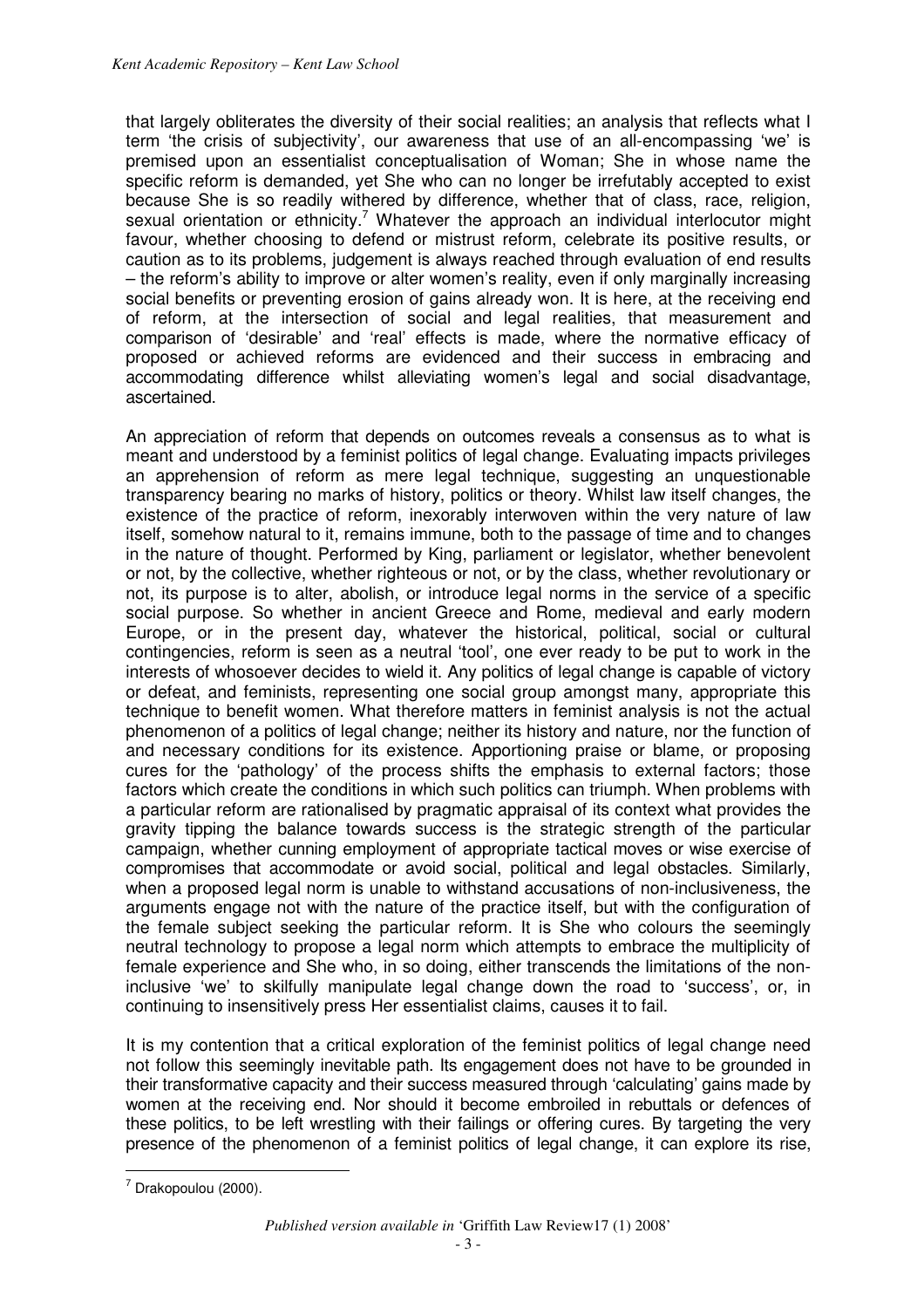that largely obliterates the diversity of their social realities; an analysis that reflects what I term 'the crisis of subjectivity', our awareness that use of an all-encompassing 'we' is premised upon an essentialist conceptualisation of Woman; She in whose name the specific reform is demanded, yet She who can no longer be irrefutably accepted to exist because She is so readily withered by difference, whether that of class, race, religion, sexual orientation or ethnicity.[7] Whatever the approach an individual interlocutor might favour, whether choosing to defend or mistrust reform, celebrate its positive results, or caution as to its problems, judgement is always reached through evaluation of end results – the reform's ability to improve or alter women's reality, even if only marginally increasing social benefits or preventing erosion of gains already won. It is here, at the receiving end of reform, at the intersection of social and legal realities, that measurement and comparison of 'desirable' and 'real' effects is made, where the normative efficacy of proposed or achieved reforms are evidenced and their success in embracing and accommodating difference whilst alleviating women's legal and social disadvantage, ascertained.

An appreciation of reform that depends on outcomes reveals a consensus as to what is meant and understood by a feminist politics of legal change. Evaluating impacts privileges an apprehension of reform as mere legal technique, suggesting an unquestionable transparency bearing no marks of history, politics or theory. Whilst law itself changes, the existence of the practice of reform, inexorably interwoven within the very nature of law itself, somehow natural to it, remains immune, both to the passage of time and to changes in the nature of thought. Performed by King, parliament or legislator, whether benevolent or not, by the collective, whether righteous or not, or by the class, whether revolutionary or not, its purpose is to alter, abolish, or introduce legal norms in the service of a specific social purpose. So whether in ancient Greece and Rome, medieval and early modern Europe, or in the present day, whatever the historical, political, social or cultural contingencies, reform is seen as a neutral 'tool', one ever ready to be put to work in the interests of whosoever decides to wield it. Any politics of legal change is capable of victory or defeat, and feminists, representing one social group amongst many, appropriate this technique to benefit women. What therefore matters in feminist analysis is not the actual phenomenon of a politics of legal change; neither its history and nature, nor the function of and necessary conditions for its existence. Apportioning praise or blame, or proposing cures for the 'pathology' of the process shifts the emphasis to external factors; those factors which create the conditions in which such politics can triumph. When problems with a particular reform are rationalised by pragmatic appraisal of its context what provides the gravity tipping the balance towards success is the strategic strength of the particular campaign, whether cunning employment of appropriate tactical moves or wise exercise of compromises that accommodate or avoid social, political and legal obstacles. Similarly, when a proposed legal norm is unable to withstand accusations of non-inclusiveness, the arguments engage not with the nature of the practice itself, but with the configuration of the female subject seeking the particular reform. It is She who colours the seemingly neutral technology to propose a legal norm which attempts to embrace the multiplicity of female experience and She who, in so doing, either transcends the limitations of the non-inclusive 'we' to skilfully manipulate legal change down the road to 'success', or, in continuing to insensitively press Her essentialist claims, causes it to fail.

It is my contention that a critical exploration of the feminist politics of legal change need not follow this seemingly inevitable path. Its engagement does not have to be grounded in their transformative capacity and their success measured through 'calculating' gains made by women at the receiving end. Nor should it become embroiled in rebuttals or defences of these politics, to be left wrestling with their failings or offering cures. By targeting the very presence of the phenomenon of a feminist politics of legal change, it can explore its rise,

---

[7] Drakopoulou (2000).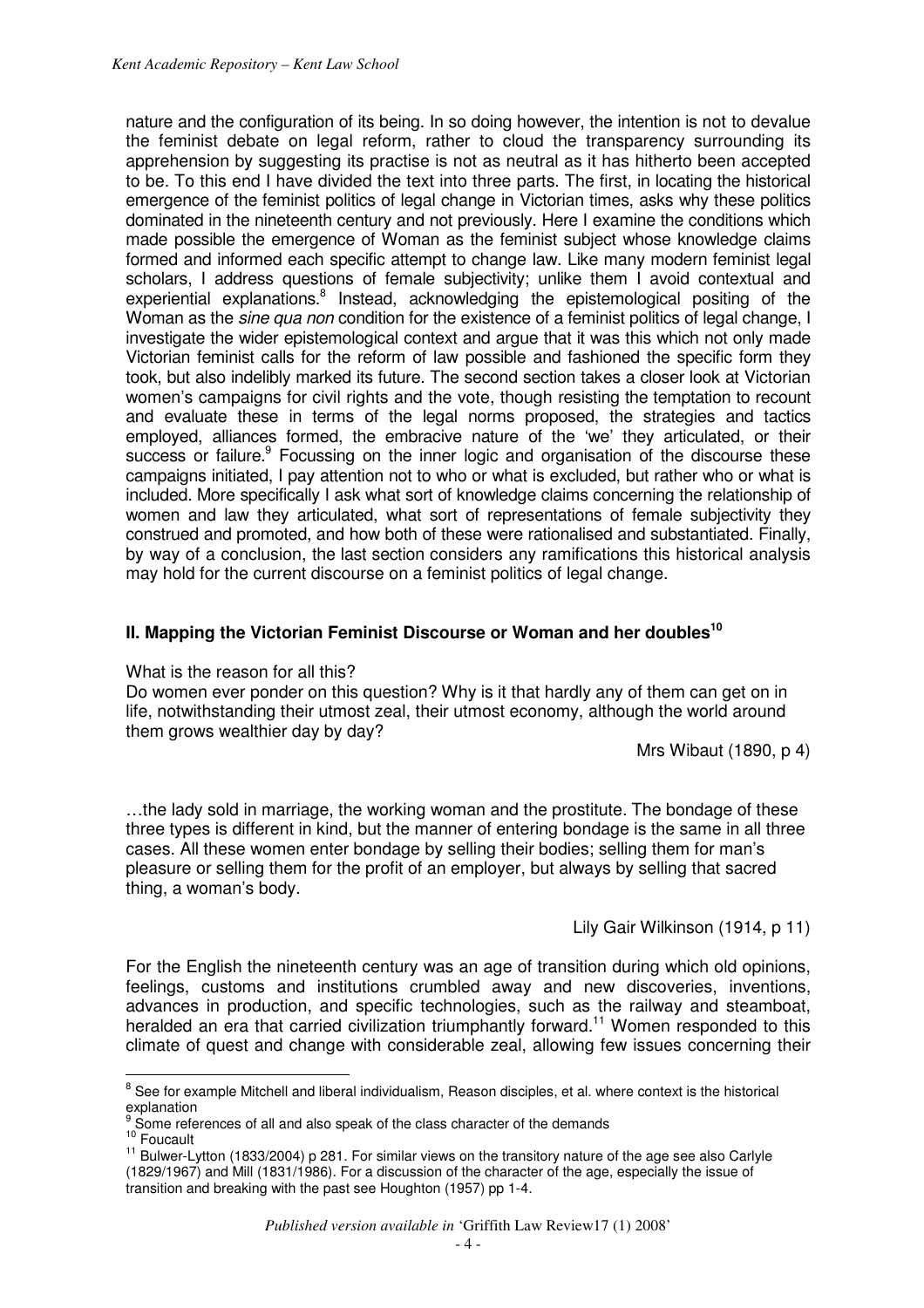nature and the configuration of its being. In so doing however, the intention is not to devalue the feminist debate on legal reform, rather to cloud the transparency surrounding its apprehension by suggesting its practise is not as neutral as it has hitherto been accepted to be. To this end I have divided the text into three parts. The first, in locating the historical emergence of the feminist politics of legal change in Victorian times, asks why these politics dominated in the nineteenth century and not previously. Here I examine the conditions which made possible the emergence of Woman as the feminist subject whose knowledge claims formed and informed each specific attempt to change law. Like many modern feminist legal scholars, I address questions of female subjectivity; unlike them I avoid contextual and experiential explanations.[8] Instead, acknowledging the epistemological positing of the Woman as the *sine qua non* condition for the existence of a feminist politics of legal change, I investigate the wider epistemological context and argue that it was this which not only made Victorian feminist calls for the reform of law possible and fashioned the specific form they took, but also indelibly marked its future. The second section takes a closer look at Victorian women's campaigns for civil rights and the vote, though resisting the temptation to recount and evaluate these in terms of the legal norms proposed, the strategies and tactics employed, alliances formed, the embracive nature of the 'we' they articulated, or their success or failure.[9] Focussing on the inner logic and organisation of the discourse these campaigns initiated, I pay attention not to who or what is excluded, but rather who or what is included. More specifically I ask what sort of knowledge claims concerning the relationship of women and law they articulated, what sort of representations of female subjectivity they construed and promoted, and how both of these were rationalised and substantiated. Finally, by way of a conclusion, the last section considers any ramifications this historical analysis may hold for the current discourse on a feminist politics of legal change.

## II. Mapping the Victorian Feminist Discourse or Woman and her doubles[10]

What is the reason for all this?
Do women ever ponder on this question? Why is it that hardly any of them can get on in life, notwithstanding their utmost zeal, their utmost economy, although the world around them grows wealthier day by day?

Mrs Wibaut (1890, p 4)

…the lady sold in marriage, the working woman and the prostitute. The bondage of these three types is different in kind, but the manner of entering bondage is the same in all three cases. All these women enter bondage by selling their bodies; selling them for man's pleasure or selling them for the profit of an employer, but always by selling that sacred thing, a woman's body.

Lily Gair Wilkinson (1914, p 11)

For the English the nineteenth century was an age of transition during which old opinions, feelings, customs and institutions crumbled away and new discoveries, inventions, advances in production, and specific technologies, such as the railway and steamboat, heralded an era that carried civilization triumphantly forward.[11] Women responded to this climate of quest and change with considerable zeal, allowing few issues concerning their

---

[8] See for example Mitchell and liberal individualism, Reason disciples, et al. where context is the historical explanation

[9] Some references of all and also speak of the class character of the demands

[10] Foucault

[11] Bulwer-Lytton (1833/2004) p 281. For similar views on the transitory nature of the age see also Carlyle (1829/1967) and Mill (1831/1986). For a discussion of the character of the age, especially the issue of transition and breaking with the past see Houghton (1957) pp 1-4.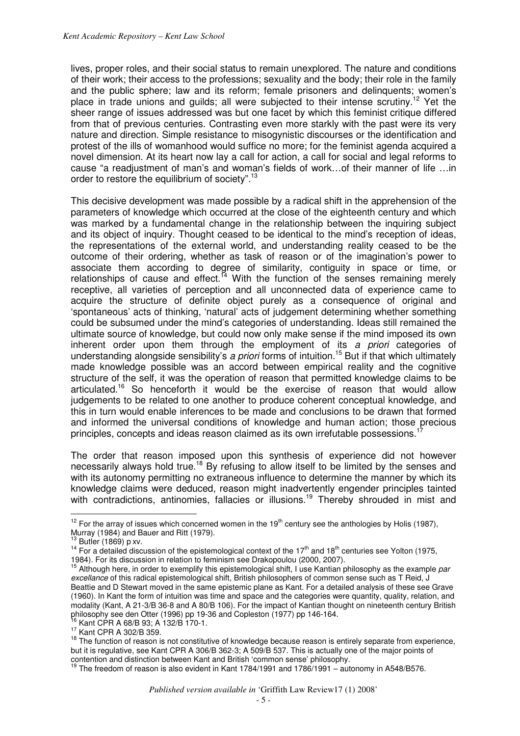lives, proper roles, and their social status to remain unexplored. The nature and conditions of their work; their access to the professions; sexuality and the body; their role in the family and the public sphere; law and its reform; female prisoners and delinquents; women's place in trade unions and guilds; all were subjected to their intense scrutiny.[12] Yet the sheer range of issues addressed was but one facet by which this feminist critique differed from that of previous centuries. Contrasting even more starkly with the past were its very nature and direction. Simple resistance to misogynistic discourses or the identification and protest of the ills of womanhood would suffice no more; for the feminist agenda acquired a novel dimension. At its heart now lay a call for action, a call for social and legal reforms to cause "a readjustment of man's and woman's fields of work…of their manner of life …in order to restore the equilibrium of society".[13]

This decisive development was made possible by a radical shift in the apprehension of the parameters of knowledge which occurred at the close of the eighteenth century and which was marked by a fundamental change in the relationship between the inquiring subject and its object of inquiry. Thought ceased to be identical to the mind's reception of ideas, the representations of the external world, and understanding reality ceased to be the outcome of their ordering, whether as task of reason or of the imagination's power to associate them according to degree of similarity, contiguity in space or time, or relationships of cause and effect.[14] With the function of the senses remaining merely receptive, all varieties of perception and all unconnected data of experience came to acquire the structure of definite object purely as a consequence of original and 'spontaneous' acts of thinking, 'natural' acts of judgement determining whether something could be subsumed under the mind's categories of understanding. Ideas still remained the ultimate source of knowledge, but could now only make sense if the mind imposed its own inherent order upon them through the employment of its *a priori* categories of understanding alongside sensibility's *a priori* forms of intuition.[15] But if that which ultimately made knowledge possible was an accord between empirical reality and the cognitive structure of the self, it was the operation of reason that permitted knowledge claims to be articulated.[16] So henceforth it would be the exercise of reason that would allow judgements to be related to one another to produce coherent conceptual knowledge, and this in turn would enable inferences to be made and conclusions to be drawn that formed and informed the universal conditions of knowledge and human action; those precious principles, concepts and ideas reason claimed as its own irrefutable possessions.[17]

The order that reason imposed upon this synthesis of experience did not however necessarily always hold true.[18] By refusing to allow itself to be limited by the senses and with its autonomy permitting no extraneous influence to determine the manner by which its knowledge claims were deduced, reason might inadvertently engender principles tainted with contradictions, antinomies, fallacies or illusions.[19] Thereby shrouded in mist and

---

[12] For the array of issues which concerned women in the 19th century see the anthologies by Holis (1987), Murray (1984) and Bauer and Ritt (1979).

[13] Butler (1869) p xv.

[14] For a detailed discussion of the epistemological context of the 17th and 18th centuries see Yolton (1975, 1984). For its discussion in relation to feminism see Drakopoulou (2000, 2007).

[15] Although here, in order to exemplify this epistemological shift, I use Kantian philosophy as the example *par excellance* of this radical epistemological shift, British philosophers of common sense such as T Reid, J Beattie and D Stewart moved in the same epistemic plane as Kant. For a detailed analysis of these see Grave (1960). In Kant the form of intuition was time and space and the categories were quantity, quality, relation, and modality (Kant, A 21-3/B 36-8 and A 80/B 106). For the impact of Kantian thought on nineteenth century British philosophy see den Otter (1996) pp 19-36 and Copleston (1977) pp 146-164.

[16] Kant CPR A 68/B 93; A 132/B 170-1.

[17] Kant CPR A 302/B 359.

[18] The function of reason is not constitutive of knowledge because reason is entirely separate from experience, but it is regulative, see Kant CPR A 306/B 362-3; A 509/B 537. This is actually one of the major points of contention and distinction between Kant and British 'common sense' philosophy.

[19] The freedom of reason is also evident in Kant 1784/1991 and 1786/1991 – autonomy in A548/B576.

*Published version available in* 'Griffith Law Review17 (1) 2008'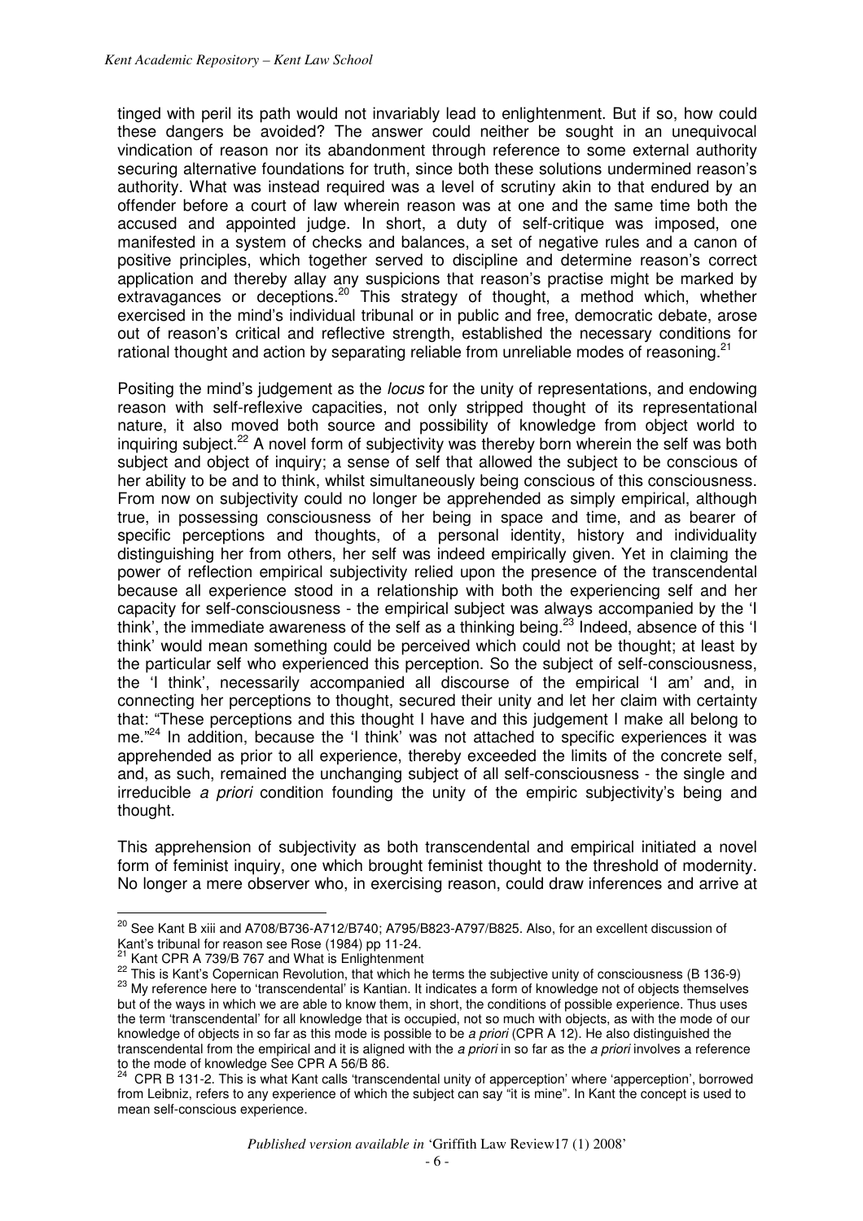tinged with peril its path would not invariably lead to enlightenment. But if so, how could these dangers be avoided? The answer could neither be sought in an unequivocal vindication of reason nor its abandonment through reference to some external authority securing alternative foundations for truth, since both these solutions undermined reason's authority. What was instead required was a level of scrutiny akin to that endured by an offender before a court of law wherein reason was at one and the same time both the accused and appointed judge. In short, a duty of self-critique was imposed, one manifested in a system of checks and balances, a set of negative rules and a canon of positive principles, which together served to discipline and determine reason's correct application and thereby allay any suspicions that reason's practise might be marked by extravagances or deceptions.[20] This strategy of thought, a method which, whether exercised in the mind's individual tribunal or in public and free, democratic debate, arose out of reason's critical and reflective strength, established the necessary conditions for rational thought and action by separating reliable from unreliable modes of reasoning.[21]

Positing the mind's judgement as the *locus* for the unity of representations, and endowing reason with self-reflexive capacities, not only stripped thought of its representational nature, it also moved both source and possibility of knowledge from object world to inquiring subject.[22] A novel form of subjectivity was thereby born wherein the self was both subject and object of inquiry; a sense of self that allowed the subject to be conscious of her ability to be and to think, whilst simultaneously being conscious of this consciousness. From now on subjectivity could no longer be apprehended as simply empirical, although true, in possessing consciousness of her being in space and time, and as bearer of specific perceptions and thoughts, of a personal identity, history and individuality distinguishing her from others, her self was indeed empirically given. Yet in claiming the power of reflection empirical subjectivity relied upon the presence of the transcendental because all experience stood in a relationship with both the experiencing self and her capacity for self-consciousness - the empirical subject was always accompanied by the 'I think', the immediate awareness of the self as a thinking being.[23] Indeed, absence of this 'I think' would mean something could be perceived which could not be thought; at least by the particular self who experienced this perception. So the subject of self-consciousness, the 'I think', necessarily accompanied all discourse of the empirical 'I am' and, in connecting her perceptions to thought, secured their unity and let her claim with certainty that: "These perceptions and this thought I have and this judgement I make all belong to me."[24] In addition, because the 'I think' was not attached to specific experiences it was apprehended as prior to all experience, thereby exceeded the limits of the concrete self, and, as such, remained the unchanging subject of all self-consciousness - the single and irreducible *a priori* condition founding the unity of the empiric subjectivity's being and thought.

This apprehension of subjectivity as both transcendental and empirical initiated a novel form of feminist inquiry, one which brought feminist thought to the threshold of modernity. No longer a mere observer who, in exercising reason, could draw inferences and arrive at

---

[20] See Kant B xiii and A708/B736-A712/B740; A795/B823-A797/B825. Also, for an excellent discussion of Kant's tribunal for reason see Rose (1984) pp 11-24.

[21] Kant CPR A 739/B 767 and What is Enlightenment

[22] This is Kant's Copernican Revolution, that which he terms the subjective unity of consciousness (B 136-9)

[23] My reference here to 'transcendental' is Kantian. It indicates a form of knowledge not of objects themselves but of the ways in which we are able to know them, in short, the conditions of possible experience. Thus uses the term 'transcendental' for all knowledge that is occupied, not so much with objects, as with the mode of our knowledge of objects in so far as this mode is possible to be *a priori* (CPR A 12). He also distinguished the transcendental from the empirical and it is aligned with the *a priori* in so far as the *a priori* involves a reference to the mode of knowledge See CPR A 56/B 86.

[24] CPR B 131-2. This is what Kant calls 'transcendental unity of apperception' where 'apperception', borrowed from Leibniz, refers to any experience of which the subject can say "it is mine". In Kant the concept is used to mean self-conscious experience.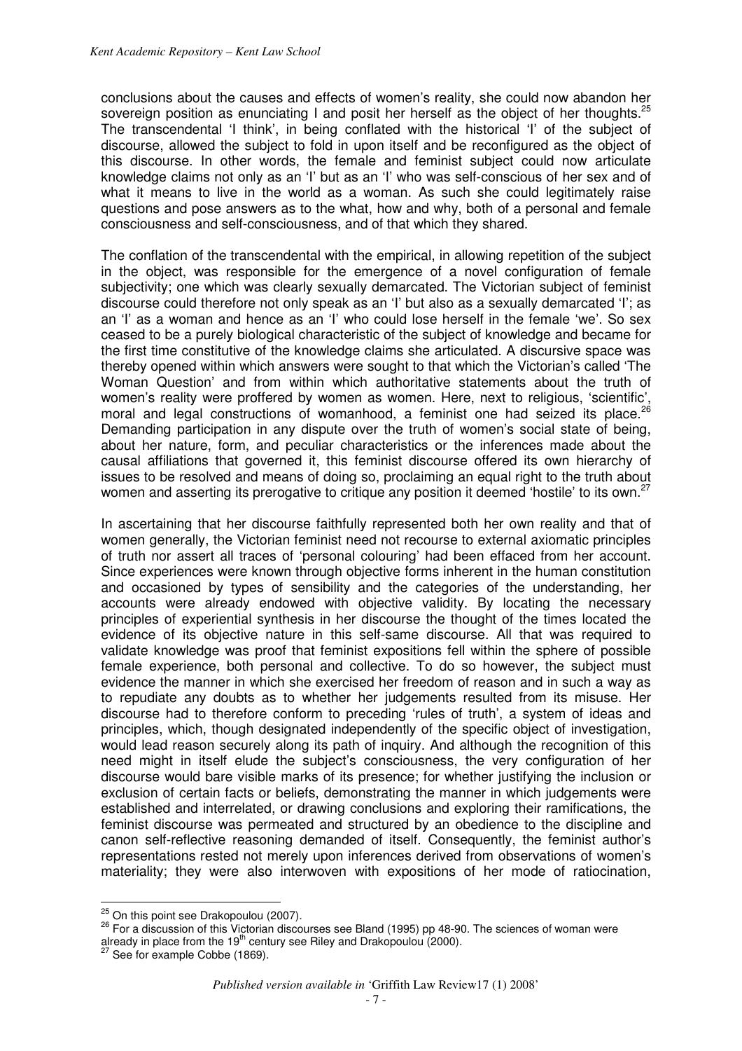conclusions about the causes and effects of women's reality, she could now abandon her sovereign position as enunciating I and posit her herself as the object of her thoughts.[25] The transcendental 'I think', in being conflated with the historical 'I' of the subject of discourse, allowed the subject to fold in upon itself and be reconfigured as the object of this discourse. In other words, the female and feminist subject could now articulate knowledge claims not only as an 'I' but as an 'I' who was self-conscious of her sex and of what it means to live in the world as a woman. As such she could legitimately raise questions and pose answers as to the what, how and why, both of a personal and female consciousness and self-consciousness, and of that which they shared.

The conflation of the transcendental with the empirical, in allowing repetition of the subject in the object, was responsible for the emergence of a novel configuration of female subjectivity; one which was clearly sexually demarcated. The Victorian subject of feminist discourse could therefore not only speak as an 'I' but also as a sexually demarcated 'I'; as an 'I' as a woman and hence as an 'I' who could lose herself in the female 'we'. So sex ceased to be a purely biological characteristic of the subject of knowledge and became for the first time constitutive of the knowledge claims she articulated. A discursive space was thereby opened within which answers were sought to that which the Victorian's called 'The Woman Question' and from within which authoritative statements about the truth of women's reality were proffered by women as women. Here, next to religious, 'scientific', moral and legal constructions of womanhood, a feminist one had seized its place.[26] Demanding participation in any dispute over the truth of women's social state of being, about her nature, form, and peculiar characteristics or the inferences made about the causal affiliations that governed it, this feminist discourse offered its own hierarchy of issues to be resolved and means of doing so, proclaiming an equal right to the truth about women and asserting its prerogative to critique any position it deemed 'hostile' to its own.[27]

In ascertaining that her discourse faithfully represented both her own reality and that of women generally, the Victorian feminist need not recourse to external axiomatic principles of truth nor assert all traces of 'personal colouring' had been effaced from her account. Since experiences were known through objective forms inherent in the human constitution and occasioned by types of sensibility and the categories of the understanding, her accounts were already endowed with objective validity. By locating the necessary principles of experiential synthesis in her discourse the thought of the times located the evidence of its objective nature in this self-same discourse. All that was required to validate knowledge was proof that feminist expositions fell within the sphere of possible female experience, both personal and collective. To do so however, the subject must evidence the manner in which she exercised her freedom of reason and in such a way as to repudiate any doubts as to whether her judgements resulted from its misuse. Her discourse had to therefore conform to preceding 'rules of truth', a system of ideas and principles, which, though designated independently of the specific object of investigation, would lead reason securely along its path of inquiry. And although the recognition of this need might in itself elude the subject's consciousness, the very configuration of her discourse would bare visible marks of its presence; for whether justifying the inclusion or exclusion of certain facts or beliefs, demonstrating the manner in which judgements were established and interrelated, or drawing conclusions and exploring their ramifications, the feminist discourse was permeated and structured by an obedience to the discipline and canon self-reflective reasoning demanded of itself. Consequently, the feminist author's representations rested not merely upon inferences derived from observations of women's materiality; they were also interwoven with expositions of her mode of ratiocination,

---

[25] On this point see Drakopoulou (2007).

[26] For a discussion of this Victorian discourses see Bland (1995) pp 48-90. The sciences of woman were already in place from the 19th century see Riley and Drakopoulou (2000).

[27] See for example Cobbe (1869).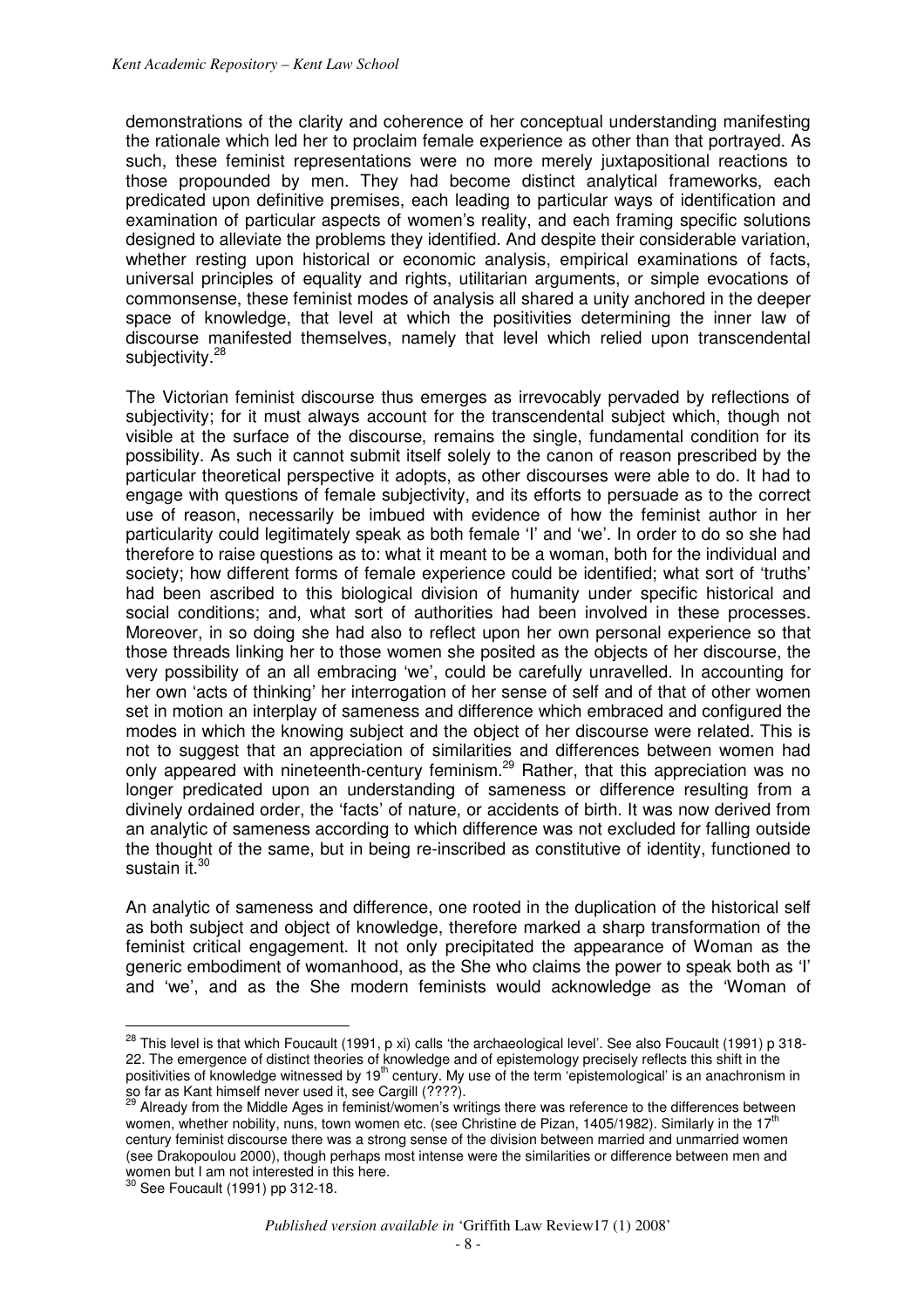demonstrations of the clarity and coherence of her conceptual understanding manifesting the rationale which led her to proclaim female experience as other than that portrayed. As such, these feminist representations were no more merely juxtapositional reactions to those propounded by men. They had become distinct analytical frameworks, each predicated upon definitive premises, each leading to particular ways of identification and examination of particular aspects of women's reality, and each framing specific solutions designed to alleviate the problems they identified. And despite their considerable variation, whether resting upon historical or economic analysis, empirical examinations of facts, universal principles of equality and rights, utilitarian arguments, or simple evocations of commonsense, these feminist modes of analysis all shared a unity anchored in the deeper space of knowledge, that level at which the positivities determining the inner law of discourse manifested themselves, namely that level which relied upon transcendental subjectivity.[28]

The Victorian feminist discourse thus emerges as irrevocably pervaded by reflections of subjectivity; for it must always account for the transcendental subject which, though not visible at the surface of the discourse, remains the single, fundamental condition for its possibility. As such it cannot submit itself solely to the canon of reason prescribed by the particular theoretical perspective it adopts, as other discourses were able to do. It had to engage with questions of female subjectivity, and its efforts to persuade as to the correct use of reason, necessarily be imbued with evidence of how the feminist author in her particularity could legitimately speak as both female 'I' and 'we'. In order to do so she had therefore to raise questions as to: what it meant to be a woman, both for the individual and society; how different forms of female experience could be identified; what sort of 'truths' had been ascribed to this biological division of humanity under specific historical and social conditions; and, what sort of authorities had been involved in these processes. Moreover, in so doing she had also to reflect upon her own personal experience so that those threads linking her to those women she posited as the objects of her discourse, the very possibility of an all embracing 'we', could be carefully unravelled. In accounting for her own 'acts of thinking' her interrogation of her sense of self and of that of other women set in motion an interplay of sameness and difference which embraced and configured the modes in which the knowing subject and the object of her discourse were related. This is not to suggest that an appreciation of similarities and differences between women had only appeared with nineteenth-century feminism.[29] Rather, that this appreciation was no longer predicated upon an understanding of sameness or difference resulting from a divinely ordained order, the 'facts' of nature, or accidents of birth. It was now derived from an analytic of sameness according to which difference was not excluded for falling outside the thought of the same, but in being re-inscribed as constitutive of identity, functioned to sustain it.[30]

An analytic of sameness and difference, one rooted in the duplication of the historical self as both subject and object of knowledge, therefore marked a sharp transformation of the feminist critical engagement. It not only precipitated the appearance of Woman as the generic embodiment of womanhood, as the She who claims the power to speak both as 'I' and 'we', and as the She modern feminists would acknowledge as the 'Woman of

---

[28] This level is that which Foucault (1991, p xi) calls 'the archaeological level'. See also Foucault (1991) p 318-22. The emergence of distinct theories of knowledge and of epistemology precisely reflects this shift in the positivities of knowledge witnessed by 19th century. My use of the term 'epistemological' is an anachronism in so far as Kant himself never used it, see Cargill (????).

[29] Already from the Middle Ages in feminist/women's writings there was reference to the differences between women, whether nobility, nuns, town women etc. (see Christine de Pizan, 1405/1982). Similarly in the 17th century feminist discourse there was a strong sense of the division between married and unmarried women (see Drakopoulou 2000), though perhaps most intense were the similarities or difference between men and women but I am not interested in this here.

[30] See Foucault (1991) pp 312-18.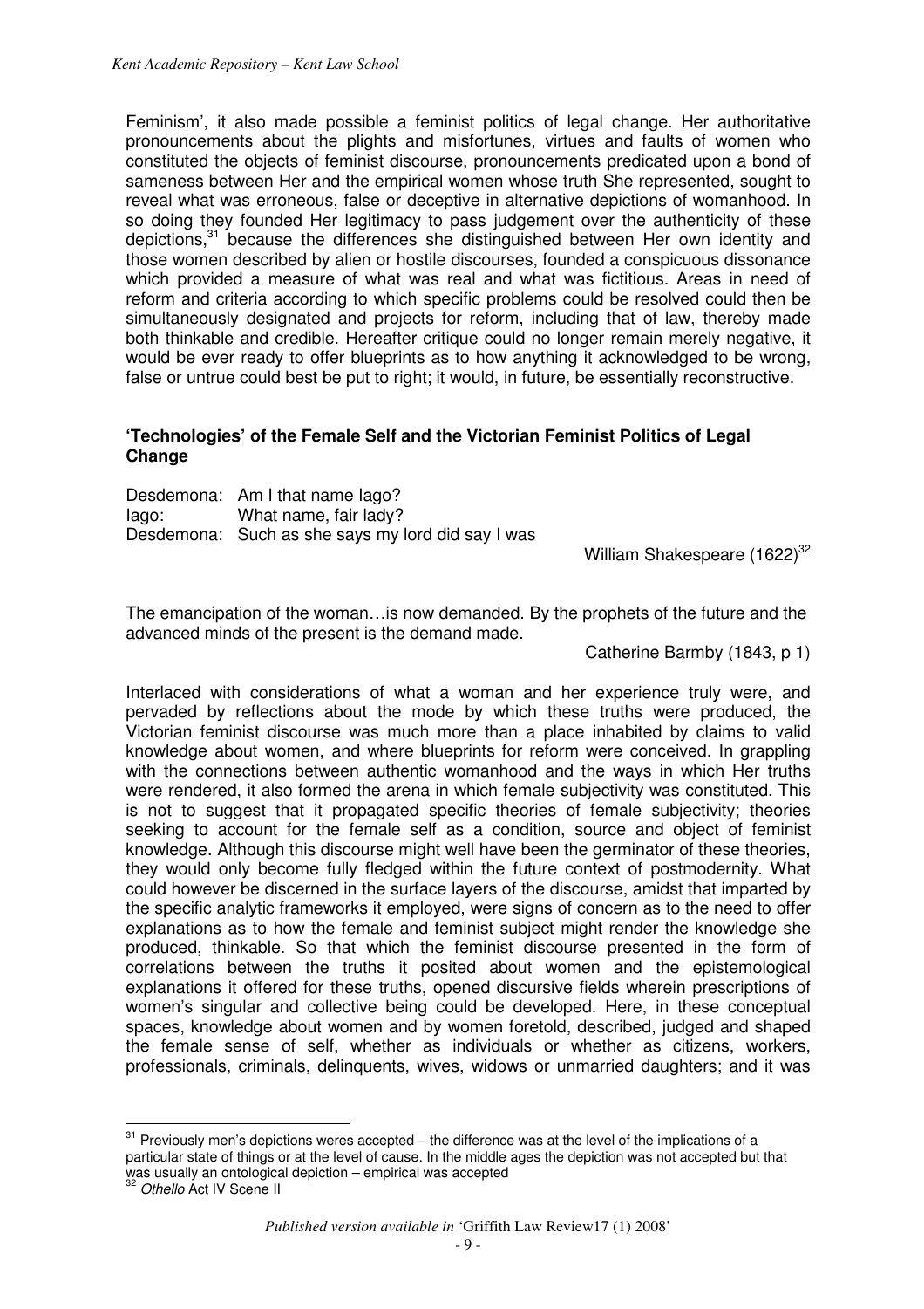Feminism', it also made possible a feminist politics of legal change. Her authoritative pronouncements about the plights and misfortunes, virtues and faults of women who constituted the objects of feminist discourse, pronouncements predicated upon a bond of sameness between Her and the empirical women whose truth She represented, sought to reveal what was erroneous, false or deceptive in alternative depictions of womanhood. In so doing they founded Her legitimacy to pass judgement over the authenticity of these depictions,[31] because the differences she distinguished between Her own identity and those women described by alien or hostile discourses, founded a conspicuous dissonance which provided a measure of what was real and what was fictitious. Areas in need of reform and criteria according to which specific problems could be resolved could then be simultaneously designated and projects for reform, including that of law, thereby made both thinkable and credible. Hereafter critique could no longer remain merely negative, it would be ever ready to offer blueprints as to how anything it acknowledged to be wrong, false or untrue could best be put to right; it would, in future, be essentially reconstructive.

## 'Technologies' of the Female Self and the Victorian Feminist Politics of Legal Change

Desdemona: Am I that name Iago?
Iago: What name, fair lady?
Desdemona: Such as she says my lord did say I was

William Shakespeare (1622)[32]

The emancipation of the woman…is now demanded. By the prophets of the future and the advanced minds of the present is the demand made.

Catherine Barmby (1843, p 1)

Interlaced with considerations of what a woman and her experience truly were, and pervaded by reflections about the mode by which these truths were produced, the Victorian feminist discourse was much more than a place inhabited by claims to valid knowledge about women, and where blueprints for reform were conceived. In grappling with the connections between authentic womanhood and the ways in which Her truths were rendered, it also formed the arena in which female subjectivity was constituted. This is not to suggest that it propagated specific theories of female subjectivity; theories seeking to account for the female self as a condition, source and object of feminist knowledge. Although this discourse might well have been the germinator of these theories, they would only become fully fledged within the future context of postmodernity. What could however be discerned in the surface layers of the discourse, amidst that imparted by the specific analytic frameworks it employed, were signs of concern as to the need to offer explanations as to how the female and feminist subject might render the knowledge she produced, thinkable. So that which the feminist discourse presented in the form of correlations between the truths it posited about women and the epistemological explanations it offered for these truths, opened discursive fields wherein prescriptions of women's singular and collective being could be developed. Here, in these conceptual spaces, knowledge about women and by women foretold, described, judged and shaped the female sense of self, whether as individuals or whether as citizens, workers, professionals, criminals, delinquents, wives, widows or unmarried daughters; and it was

---

[31] Previously men's depictions weres accepted – the difference was at the level of the implications of a particular state of things or at the level of cause. In the middle ages the depiction was not accepted but that was usually an ontological depiction – empirical was accepted

[32] *Othello* Act IV Scene II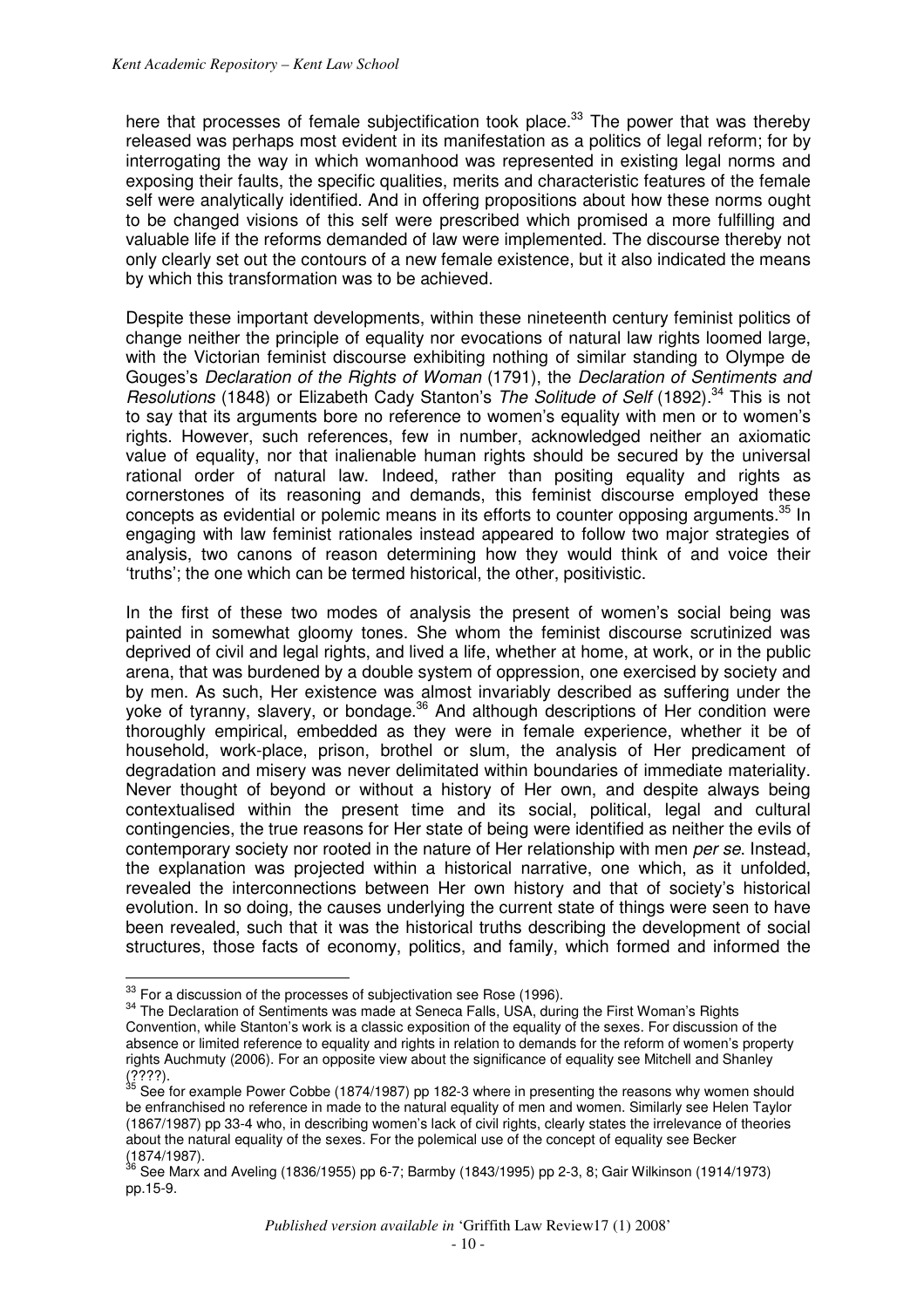here that processes of female subjectification took place.[33] The power that was thereby released was perhaps most evident in its manifestation as a politics of legal reform; for by interrogating the way in which womanhood was represented in existing legal norms and exposing their faults, the specific qualities, merits and characteristic features of the female self were analytically identified. And in offering propositions about how these norms ought to be changed visions of this self were prescribed which promised a more fulfilling and valuable life if the reforms demanded of law were implemented. The discourse thereby not only clearly set out the contours of a new female existence, but it also indicated the means by which this transformation was to be achieved.

Despite these important developments, within these nineteenth century feminist politics of change neither the principle of equality nor evocations of natural law rights loomed large, with the Victorian feminist discourse exhibiting nothing of similar standing to Olympe de Gouges's *Declaration of the Rights of Woman* (1791), the *Declaration of Sentiments and Resolutions* (1848) or Elizabeth Cady Stanton's *The Solitude of Self* (1892).[34] This is not to say that its arguments bore no reference to women's equality with men or to women's rights. However, such references, few in number, acknowledged neither an axiomatic value of equality, nor that inalienable human rights should be secured by the universal rational order of natural law. Indeed, rather than positing equality and rights as cornerstones of its reasoning and demands, this feminist discourse employed these concepts as evidential or polemic means in its efforts to counter opposing arguments.[35] In engaging with law feminist rationales instead appeared to follow two major strategies of analysis, two canons of reason determining how they would think of and voice their 'truths'; the one which can be termed historical, the other, positivistic.

In the first of these two modes of analysis the present of women's social being was painted in somewhat gloomy tones. She whom the feminist discourse scrutinized was deprived of civil and legal rights, and lived a life, whether at home, at work, or in the public arena, that was burdened by a double system of oppression, one exercised by society and by men. As such, Her existence was almost invariably described as suffering under the yoke of tyranny, slavery, or bondage.[36] And although descriptions of Her condition were thoroughly empirical, embedded as they were in female experience, whether it be of household, work-place, prison, brothel or slum, the analysis of Her predicament of degradation and misery was never delimitated within boundaries of immediate materiality. Never thought of beyond or without a history of Her own, and despite always being contextualised within the present time and its social, political, legal and cultural contingencies, the true reasons for Her state of being were identified as neither the evils of contemporary society nor rooted in the nature of Her relationship with men *per se*. Instead, the explanation was projected within a historical narrative, one which, as it unfolded, revealed the interconnections between Her own history and that of society's historical evolution. In so doing, the causes underlying the current state of things were seen to have been revealed, such that it was the historical truths describing the development of social structures, those facts of economy, politics, and family, which formed and informed the

---

[33] For a discussion of the processes of subjectivation see Rose (1996).

[34] The Declaration of Sentiments was made at Seneca Falls, USA, during the First Woman's Rights Convention, while Stanton's work is a classic exposition of the equality of the sexes. For discussion of the absence or limited reference to equality and rights in relation to demands for the reform of women's property rights Auchmuty (2006). For an opposite view about the significance of equality see Mitchell and Shanley (????).

[35] See for example Power Cobbe (1874/1987) pp 182-3 where in presenting the reasons why women should be enfranchised no reference in made to the natural equality of men and women. Similarly see Helen Taylor (1867/1987) pp 33-4 who, in describing women's lack of civil rights, clearly states the irrelevance of theories about the natural equality of the sexes. For the polemical use of the concept of equality see Becker (1874/1987).

[36] See Marx and Aveling (1836/1955) pp 6-7; Barmby (1843/1995) pp 2-3, 8; Gair Wilkinson (1914/1973) pp.15-9.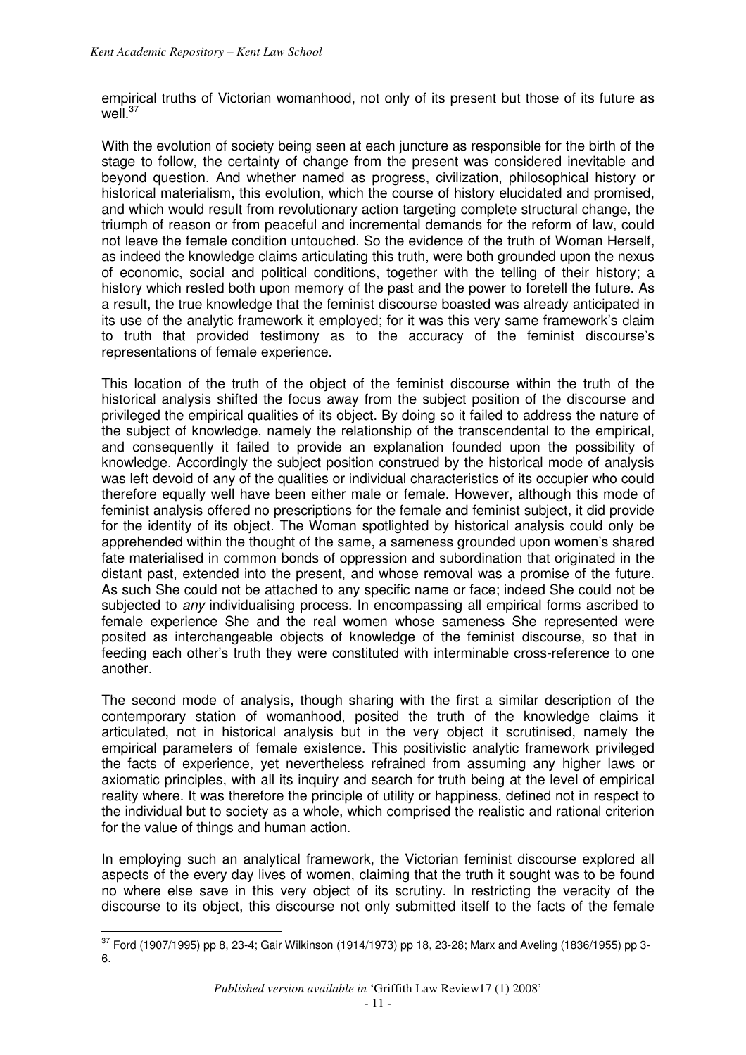empirical truths of Victorian womanhood, not only of its present but those of its future as well.[37]

With the evolution of society being seen at each juncture as responsible for the birth of the stage to follow, the certainty of change from the present was considered inevitable and beyond question. And whether named as progress, civilization, philosophical history or historical materialism, this evolution, which the course of history elucidated and promised, and which would result from revolutionary action targeting complete structural change, the triumph of reason or from peaceful and incremental demands for the reform of law, could not leave the female condition untouched. So the evidence of the truth of Woman Herself, as indeed the knowledge claims articulating this truth, were both grounded upon the nexus of economic, social and political conditions, together with the telling of their history; a history which rested both upon memory of the past and the power to foretell the future. As a result, the true knowledge that the feminist discourse boasted was already anticipated in its use of the analytic framework it employed; for it was this very same framework's claim to truth that provided testimony as to the accuracy of the feminist discourse's representations of female experience.

This location of the truth of the object of the feminist discourse within the truth of the historical analysis shifted the focus away from the subject position of the discourse and privileged the empirical qualities of its object. By doing so it failed to address the nature of the subject of knowledge, namely the relationship of the transcendental to the empirical, and consequently it failed to provide an explanation founded upon the possibility of knowledge. Accordingly the subject position construed by the historical mode of analysis was left devoid of any of the qualities or individual characteristics of its occupier who could therefore equally well have been either male or female. However, although this mode of feminist analysis offered no prescriptions for the female and feminist subject, it did provide for the identity of its object. The Woman spotlighted by historical analysis could only be apprehended within the thought of the same, a sameness grounded upon women's shared fate materialised in common bonds of oppression and subordination that originated in the distant past, extended into the present, and whose removal was a promise of the future. As such She could not be attached to any specific name or face; indeed She could not be subjected to *any* individualising process. In encompassing all empirical forms ascribed to female experience She and the real women whose sameness She represented were posited as interchangeable objects of knowledge of the feminist discourse, so that in feeding each other's truth they were constituted with interminable cross-reference to one another.

The second mode of analysis, though sharing with the first a similar description of the contemporary station of womanhood, posited the truth of the knowledge claims it articulated, not in historical analysis but in the very object it scrutinised, namely the empirical parameters of female existence. This positivistic analytic framework privileged the facts of experience, yet nevertheless refrained from assuming any higher laws or axiomatic principles, with all its inquiry and search for truth being at the level of empirical reality where. It was therefore the principle of utility or happiness, defined not in respect to the individual but to society as a whole, which comprised the realistic and rational criterion for the value of things and human action.

In employing such an analytical framework, the Victorian feminist discourse explored all aspects of the every day lives of women, claiming that the truth it sought was to be found no where else save in this very object of its scrutiny. In restricting the veracity of the discourse to its object, this discourse not only submitted itself to the facts of the female

---

[37] Ford (1907/1995) pp 8, 23-4; Gair Wilkinson (1914/1973) pp 18, 23-28; Marx and Aveling (1836/1955) pp 3-6.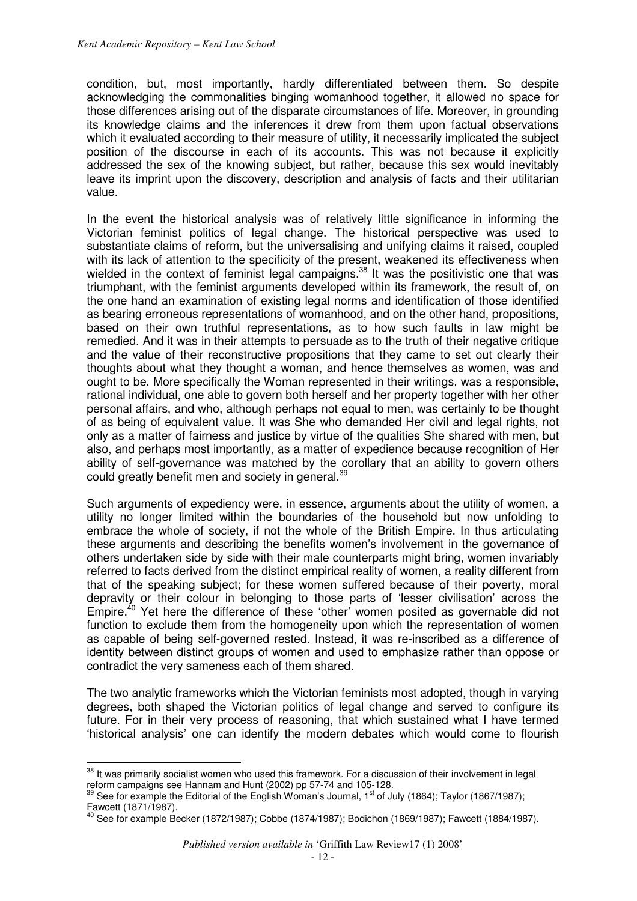condition, but, most importantly, hardly differentiated between them. So despite acknowledging the commonalities binging womanhood together, it allowed no space for those differences arising out of the disparate circumstances of life. Moreover, in grounding its knowledge claims and the inferences it drew from them upon factual observations which it evaluated according to their measure of utility, it necessarily implicated the subject position of the discourse in each of its accounts. This was not because it explicitly addressed the sex of the knowing subject, but rather, because this sex would inevitably leave its imprint upon the discovery, description and analysis of facts and their utilitarian value.

In the event the historical analysis was of relatively little significance in informing the Victorian feminist politics of legal change. The historical perspective was used to substantiate claims of reform, but the universalising and unifying claims it raised, coupled with its lack of attention to the specificity of the present, weakened its effectiveness when wielded in the context of feminist legal campaigns.[38] It was the positivistic one that was triumphant, with the feminist arguments developed within its framework, the result of, on the one hand an examination of existing legal norms and identification of those identified as bearing erroneous representations of womanhood, and on the other hand, propositions, based on their own truthful representations, as to how such faults in law might be remedied. And it was in their attempts to persuade as to the truth of their negative critique and the value of their reconstructive propositions that they came to set out clearly their thoughts about what they thought a woman, and hence themselves as women, was and ought to be. More specifically the Woman represented in their writings, was a responsible, rational individual, one able to govern both herself and her property together with her other personal affairs, and who, although perhaps not equal to men, was certainly to be thought of as being of equivalent value. It was She who demanded Her civil and legal rights, not only as a matter of fairness and justice by virtue of the qualities She shared with men, but also, and perhaps most importantly, as a matter of expedience because recognition of Her ability of self-governance was matched by the corollary that an ability to govern others could greatly benefit men and society in general.[39]

Such arguments of expediency were, in essence, arguments about the utility of women, a utility no longer limited within the boundaries of the household but now unfolding to embrace the whole of society, if not the whole of the British Empire. In thus articulating these arguments and describing the benefits women's involvement in the governance of others undertaken side by side with their male counterparts might bring, women invariably referred to facts derived from the distinct empirical reality of women, a reality different from that of the speaking subject; for these women suffered because of their poverty, moral depravity or their colour in belonging to those parts of 'lesser civilisation' across the Empire.[40] Yet here the difference of these 'other' women posited as governable did not function to exclude them from the homogeneity upon which the representation of women as capable of being self-governed rested. Instead, it was re-inscribed as a difference of identity between distinct groups of women and used to emphasize rather than oppose or contradict the very sameness each of them shared.

The two analytic frameworks which the Victorian feminists most adopted, though in varying degrees, both shaped the Victorian politics of legal change and served to configure its future. For in their very process of reasoning, that which sustained what I have termed 'historical analysis' one can identify the modern debates which would come to flourish

---

[38] It was primarily socialist women who used this framework. For a discussion of their involvement in legal reform campaigns see Hannam and Hunt (2002) pp 57-74 and 105-128.

[39] See for example the Editorial of the English Woman's Journal, 1st of July (1864); Taylor (1867/1987); Fawcett (1871/1987).

[40] See for example Becker (1872/1987); Cobbe (1874/1987); Bodichon (1869/1987); Fawcett (1884/1987).

*Published version available in* 'Griffith Law Review17 (1) 2008'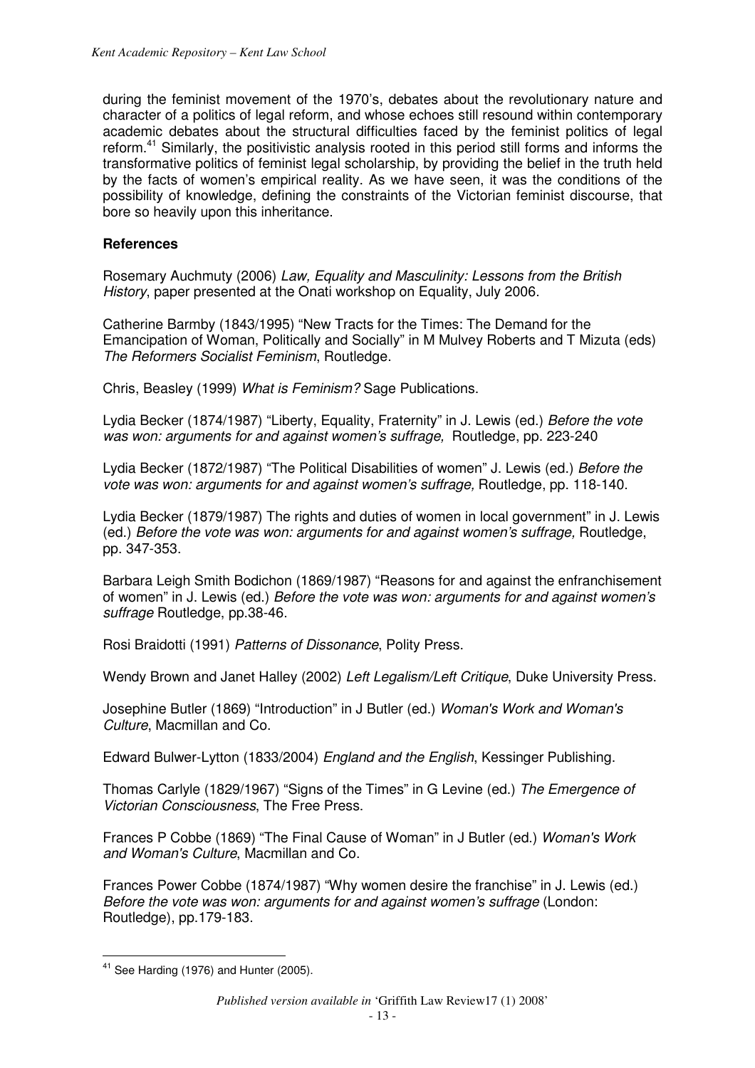during the feminist movement of the 1970's, debates about the revolutionary nature and character of a politics of legal reform, and whose echoes still resound within contemporary academic debates about the structural difficulties faced by the feminist politics of legal reform.[41] Similarly, the positivistic analysis rooted in this period still forms and informs the transformative politics of feminist legal scholarship, by providing the belief in the truth held by the facts of women's empirical reality. As we have seen, it was the conditions of the possibility of knowledge, defining the constraints of the Victorian feminist discourse, that bore so heavily upon this inheritance.

## References

Rosemary Auchmuty (2006) *Law, Equality and Masculinity: Lessons from the British History*, paper presented at the Onati workshop on Equality, July 2006.

Catherine Barmby (1843/1995) "New Tracts for the Times: The Demand for the Emancipation of Woman, Politically and Socially" in M Mulvey Roberts and T Mizuta (eds) *The Reformers Socialist Feminism*, Routledge.

Chris, Beasley (1999) *What is Feminism?* Sage Publications.

Lydia Becker (1874/1987) "Liberty, Equality, Fraternity" in J. Lewis (ed.) *Before the vote was won: arguments for and against women's suffrage,* Routledge, pp. 223-240

Lydia Becker (1872/1987) "The Political Disabilities of women" J. Lewis (ed.) *Before the vote was won: arguments for and against women's suffrage,* Routledge, pp. 118-140.

Lydia Becker (1879/1987) The rights and duties of women in local government" in J. Lewis (ed.) *Before the vote was won: arguments for and against women's suffrage,* Routledge, pp. 347-353.

Barbara Leigh Smith Bodichon (1869/1987) "Reasons for and against the enfranchisement of women" in J. Lewis (ed.) *Before the vote was won: arguments for and against women's suffrage* Routledge, pp.38-46.

Rosi Braidotti (1991) *Patterns of Dissonance*, Polity Press.

Wendy Brown and Janet Halley (2002) *Left Legalism/Left Critique*, Duke University Press.

Josephine Butler (1869) "Introduction" in J Butler (ed.) *Woman's Work and Woman's Culture*, Macmillan and Co.

Edward Bulwer-Lytton (1833/2004) *England and the English*, Kessinger Publishing.

Thomas Carlyle (1829/1967) "Signs of the Times" in G Levine (ed.) *The Emergence of Victorian Consciousness*, The Free Press.

Frances P Cobbe (1869) "The Final Cause of Woman" in J Butler (ed.) *Woman's Work and Woman's Culture*, Macmillan and Co.

Frances Power Cobbe (1874/1987) "Why women desire the franchise" in J. Lewis (ed.) *Before the vote was won: arguments for and against women's suffrage* (London: Routledge), pp.179-183.

---

[41] See Harding (1976) and Hunter (2005).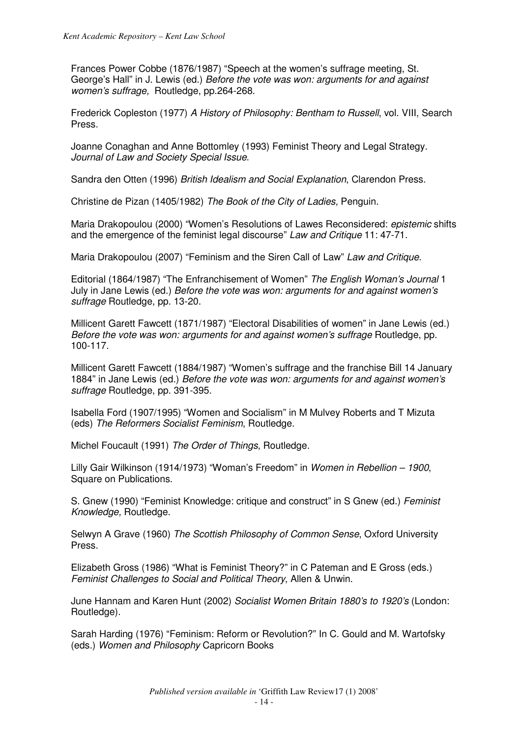Frances Power Cobbe (1876/1987) "Speech at the women's suffrage meeting, St. George's Hall" in J. Lewis (ed.) *Before the vote was won: arguments for and against women's suffrage,* Routledge, pp.264-268.

Frederick Copleston (1977) *A History of Philosophy: Bentham to Russell*, vol. VIII, Search Press.

Joanne Conaghan and Anne Bottomley (1993) Feminist Theory and Legal Strategy. *Journal of Law and Society Special Issue*.

Sandra den Otten (1996) *British Idealism and Social Explanation*, Clarendon Press.

Christine de Pizan (1405/1982) *The Book of the City of Ladies,* Penguin.

Maria Drakopoulou (2000) "Women's Resolutions of Lawes Reconsidered: *epistemic* shifts and the emergence of the feminist legal discourse" *Law and Critique* 11: 47-71.

Maria Drakopoulou (2007) "Feminism and the Siren Call of Law" *Law and Critique*.

Editorial (1864/1987) "The Enfranchisement of Women" *The English Woman's Journal* 1 July in Jane Lewis (ed.) *Before the vote was won: arguments for and against women's suffrage* Routledge, pp. 13-20.

Millicent Garett Fawcett (1871/1987) "Electoral Disabilities of women" in Jane Lewis (ed.) *Before the vote was won: arguments for and against women's suffrage* Routledge, pp. 100-117.

Millicent Garett Fawcett (1884/1987) "Women's suffrage and the franchise Bill 14 January 1884" in Jane Lewis (ed.) *Before the vote was won: arguments for and against women's suffrage* Routledge, pp. 391-395.

Isabella Ford (1907/1995) "Women and Socialism" in M Mulvey Roberts and T Mizuta (eds) *The Reformers Socialist Feminism*, Routledge.

Michel Foucault (1991) *The Order of Things*, Routledge.

Lilly Gair Wilkinson (1914/1973) "Woman's Freedom" in *Women in Rebellion – 1900*, Square on Publications.

S. Gnew (1990) "Feminist Knowledge: critique and construct" in S Gnew (ed.) *Feminist Knowledge,* Routledge.

Selwyn A Grave (1960) *The Scottish Philosophy of Common Sense*, Oxford University Press.

Elizabeth Gross (1986) "What is Feminist Theory?" in C Pateman and E Gross (eds.) *Feminist Challenges to Social and Political Theory*, Allen & Unwin.

June Hannam and Karen Hunt (2002) *Socialist Women Britain 1880's to 1920's* (London: Routledge).

Sarah Harding (1976) "Feminism: Reform or Revolution?" In C. Gould and M. Wartofsky (eds.) *Women and Philosophy* Capricorn Books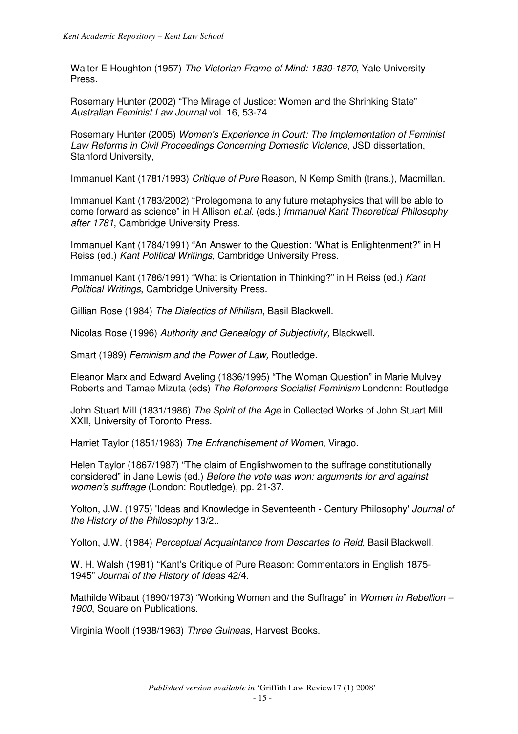Walter E Houghton (1957) *The Victorian Frame of Mind: 1830-1870,* Yale University Press.

Rosemary Hunter (2002) "The Mirage of Justice: Women and the Shrinking State" *Australian Feminist Law Journal* vol. 16, 53-74

Rosemary Hunter (2005) *Women's Experience in Court: The Implementation of Feminist Law Reforms in Civil Proceedings Concerning Domestic Violence*, JSD dissertation, Stanford University,

Immanuel Kant (1781/1993) *Critique of Pure* Reason, N Kemp Smith (trans.), Macmillan.

Immanuel Kant (1783/2002) "Prolegomena to any future metaphysics that will be able to come forward as science" in H Allison *et.al.* (eds.) *Immanuel Kant Theoretical Philosophy after 1781*, Cambridge University Press.

Immanuel Kant (1784/1991) "An Answer to the Question: 'What is Enlightenment?" in H Reiss (ed.) *Kant Political Writings*, Cambridge University Press.

Immanuel Kant (1786/1991) "What is Orientation in Thinking?" in H Reiss (ed.) *Kant Political Writings*, Cambridge University Press.

Gillian Rose (1984) *The Dialectics of Nihilism*, Basil Blackwell.

Nicolas Rose (1996) *Authority and Genealogy of Subjectivity,* Blackwell.

Smart (1989) *Feminism and the Power of Law,* Routledge.

Eleanor Marx and Edward Aveling (1836/1995) "The Woman Question" in Marie Mulvey Roberts and Tamae Mizuta (eds) *The Reformers Socialist Feminism* Londonn: Routledge

John Stuart Mill (1831/1986) *The Spirit of the Age* in Collected Works of John Stuart Mill XXII, University of Toronto Press.

Harriet Taylor (1851/1983) *The Enfranchisement of Women*, Virago.

Helen Taylor (1867/1987) "The claim of Englishwomen to the suffrage constitutionally considered" in Jane Lewis (ed.) *Before the vote was won: arguments for and against women's suffrage* (London: Routledge), pp. 21-37.

Yolton, J.W. (1975) 'Ideas and Knowledge in Seventeenth - Century Philosophy' *Journal of the History of the Philosophy* 13/2..

Yolton, J.W. (1984) *Perceptual Acquaintance from Descartes to Reid*, Basil Blackwell.

W. H. Walsh (1981) "Kant's Critique of Pure Reason: Commentators in English 1875-1945" *Journal of the History of Ideas* 42/4.

Mathilde Wibaut (1890/1973) "Working Women and the Suffrage" in *Women in Rebellion – 1900*, Square on Publications.

Virginia Woolf (1938/1963) *Three Guineas*, Harvest Books.